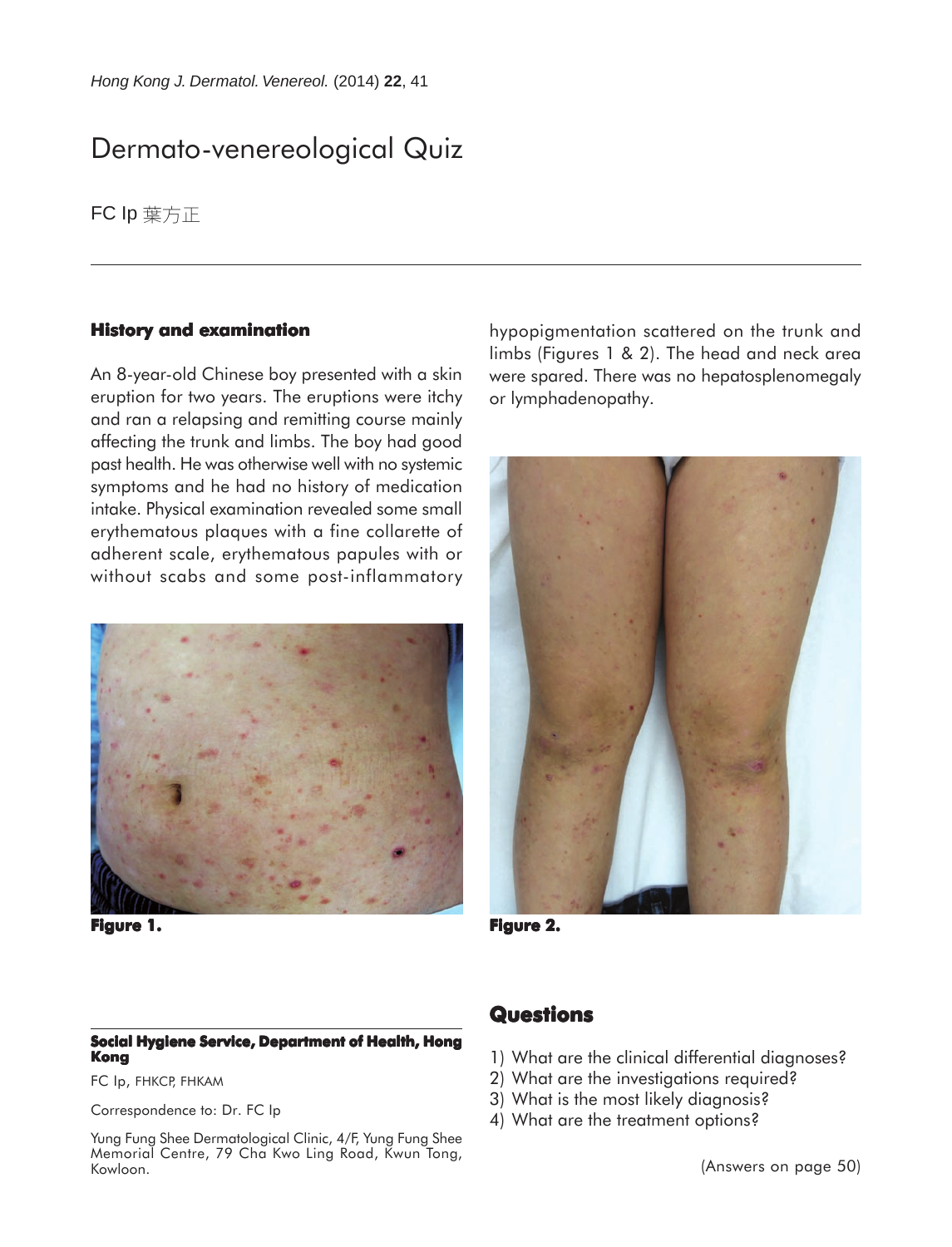# Dermato-venereological Quiz

FC Ip 葉方正

### History and examination

An 8-year-old Chinese boy presented with a skin eruption for two years. The eruptions were itchy and ran a relapsing and remitting course mainly affecting the trunk and limbs. The boy had good past health. He was otherwise well with no systemic symptoms and he had no history of medication intake. Physical examination revealed some small erythematous plaques with a fine collarette of adherent scale, erythematous papules with or without scabs and some post-inflammatory hypopigmentation scattered on the trunk and limbs (Figures 1 & 2). The head and neck area were spared. There was no hepatosplenomegaly or lymphadenopathy.

**Figure 1.**

**Figure 2.**

## Questions

1) What are the clinical differential diagnoses?
2) What are the investigations required?
3) What is the most likely diagnosis?
4) What are the treatment options?

(Answers on page 50)

**Social Hygiene Service, Department of Health, Hong Kong**

FC Ip, FHKCP, FHKAM

Correspondence to: Dr. FC Ip

Yung Fung Shee Dermatological Clinic, 4/F, Yung Fung Shee Memorial Centre, 79 Cha Kwo Ling Road, Kwun Tong, Kowloon.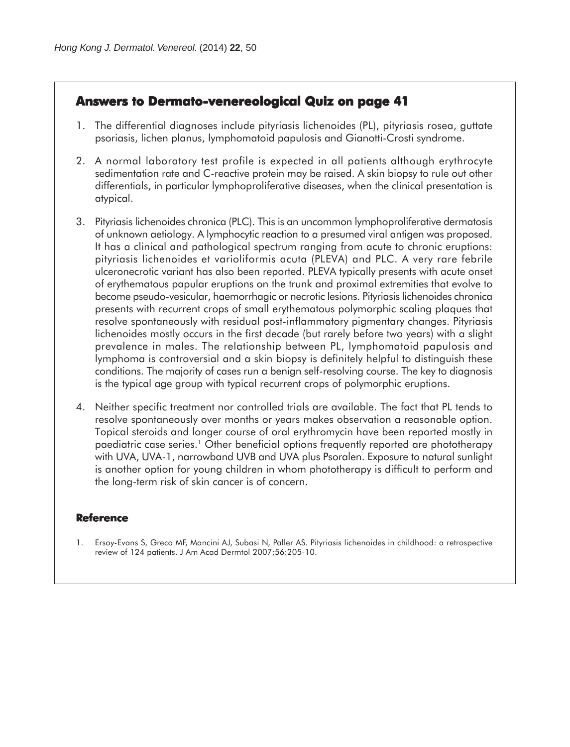## Answers to Dermato-venereological Quiz on page 41

1. The differential diagnoses include pityriasis lichenoides (PL), pityriasis rosea, guttate psoriasis, lichen planus, lymphomatoid papulosis and Gianotti-Crosti syndrome.

2. A normal laboratory test profile is expected in all patients although erythrocyte sedimentation rate and C-reactive protein may be raised. A skin biopsy to rule out other differentials, in particular lymphoproliferative diseases, when the clinical presentation is atypical.

3. Pityriasis lichenoides chronica (PLC). This is an uncommon lymphoproliferative dermatosis of unknown aetiology. A lymphocytic reaction to a presumed viral antigen was proposed. It has a clinical and pathological spectrum ranging from acute to chronic eruptions: pityriasis lichenoides et varioliformis acuta (PLEVA) and PLC. A very rare febrile ulceronecrotic variant has also been reported. PLEVA typically presents with acute onset of erythematous papular eruptions on the trunk and proximal extremities that evolve to become pseudo-vesicular, haemorrhagic or necrotic lesions. Pityriasis lichenoides chronica presents with recurrent crops of small erythematous polymorphic scaling plaques that resolve spontaneously with residual post-inflammatory pigmentary changes. Pityriasis lichenoides mostly occurs in the first decade (but rarely before two years) with a slight prevalence in males. The relationship between PL, lymphomatoid papulosis and lymphoma is controversial and a skin biopsy is definitely helpful to distinguish these conditions. The majority of cases run a benign self-resolving course. The key to diagnosis is the typical age group with typical recurrent crops of polymorphic eruptions.

4. Neither specific treatment nor controlled trials are available. The fact that PL tends to resolve spontaneously over months or years makes observation a reasonable option. Topical steroids and longer course of oral erythromycin have been reported mostly in paediatric case series.[1] Other beneficial options frequently reported are phototherapy with UVA, UVA-1, narrowband UVB and UVA plus Psoralen. Exposure to natural sunlight is another option for young children in whom phototherapy is difficult to perform and the long-term risk of skin cancer is of concern.

### Reference

1. Ersoy-Evans S, Greco MF, Mancini AJ, Subasi N, Paller AS. Pityriasis lichenoides in childhood: a retrospective review of 124 patients. J Am Acad Dermtol 2007;56:205-10.